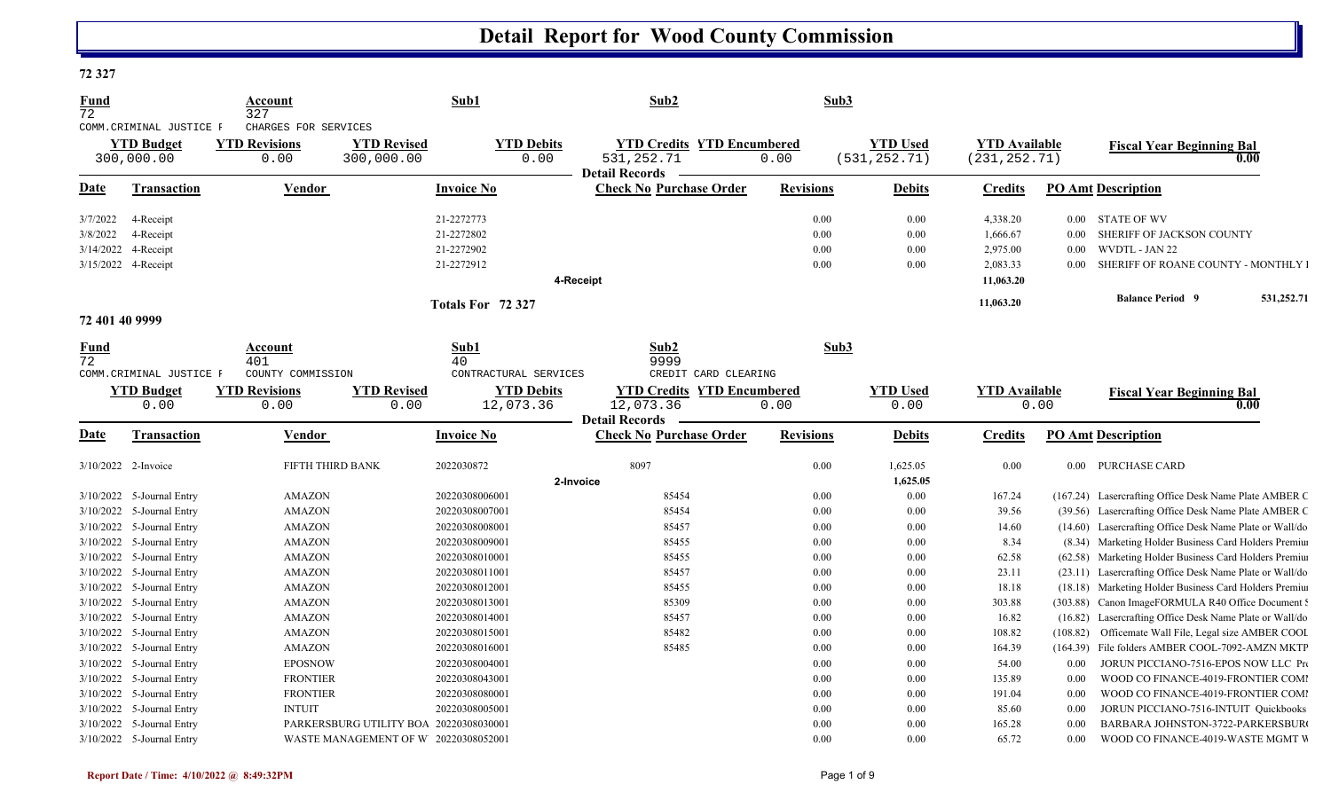# Detail Report for Wood County Commission

## 72 327

| Fund | Account | Sub1 | Sub2 | Sub3 |
|---|---|---|---|---|
| 72 | 327 | | | |
| COMM.CRIMINAL JUSTICE F | CHARGES FOR SERVICES | | | |

| YTD Budget | YTD Revisions | YTD Revised | YTD Debits | YTD Credits | YTD Encumbered | YTD Used | YTD Available | Fiscal Year Beginning Bal |
|---|---|---|---|---|---|---|---|---|
| 300,000.00 | 0.00 | 300,000.00 | 0.00 | 531,252.71 | 0.00 | (531,252.71) | (231,252.71) | 0.00 |

**Detail Records**

| Date | Transaction | Vendor | Invoice No | Check No | Purchase Order | Revisions | Debits | Credits | PO Amt | Description |
|---|---|---|---|---|---|---|---|---|---|---|
| 3/7/2022 | 4-Receipt | | 21-2272773 | | | 0.00 | 0.00 | 4,338.20 | 0.00 | STATE OF WV |
| 3/8/2022 | 4-Receipt | | 21-2272802 | | | 0.00 | 0.00 | 1,666.67 | 0.00 | SHERIFF OF JACKSON COUNTY |
| 3/14/2022 | 4-Receipt | | 21-2272902 | | | 0.00 | 0.00 | 2,975.00 | 0.00 | WVDTL - JAN 22 |
| 3/15/2022 | 4-Receipt | | 21-2272912 | | | 0.00 | 0.00 | 2,083.33 | 0.00 | SHERIFF OF ROANE COUNTY - MONTHLY I |
| | | | | 4-Receipt | | | | 11,063.20 | | |
| | | | Totals For 72 327 | | | | | 11,063.20 | | Balance Period 9 531,252.71 |

## 72 401 40 9999

| Fund | Account | Sub1 | Sub2 | Sub3 |
|---|---|---|---|---|
| 72 | 401 | 40 | 9999 | |
| COMM.CRIMINAL JUSTICE F | COUNTY COMMISSION | CONTRACTURAL SERVICES | CREDIT CARD CLEARING | |

| YTD Budget | YTD Revisions | YTD Revised | YTD Debits | YTD Credits | YTD Encumbered | YTD Used | YTD Available | Fiscal Year Beginning Bal |
|---|---|---|---|---|---|---|---|---|
| 0.00 | 0.00 | 0.00 | 12,073.36 | 12,073.36 | 0.00 | 0.00 | 0.00 | 0.00 |

**Detail Records**

| Date | Transaction | Vendor | Invoice No | Check No | Purchase Order | Revisions | Debits | Credits | PO Amt | Description |
|---|---|---|---|---|---|---|---|---|---|---|
| 3/10/2022 | 2-Invoice | FIFTH THIRD BANK | 2022030872 | 8097 | | 0.00 | 1,625.05 | 0.00 | 0.00 | PURCHASE CARD |
| | | | 2-Invoice | | | | 1,625.05 | | | |
| 3/10/2022 | 5-Journal Entry | AMAZON | 20220308006001 | | 85454 | 0.00 | 0.00 | 167.24 | (167.24) | Lasercrafting Office Desk Name Plate AMBER C |
| 3/10/2022 | 5-Journal Entry | AMAZON | 20220308007001 | | 85454 | 0.00 | 0.00 | 39.56 | (39.56) | Lasercrafting Office Desk Name Plate AMBER C |
| 3/10/2022 | 5-Journal Entry | AMAZON | 20220308008001 | | 85457 | 0.00 | 0.00 | 14.60 | (14.60) | Lasercrafting Office Desk Name Plate or Wall/do |
| 3/10/2022 | 5-Journal Entry | AMAZON | 20220308009001 | | 85455 | 0.00 | 0.00 | 8.34 | (8.34) | Marketing Holder Business Card Holders Premiu |
| 3/10/2022 | 5-Journal Entry | AMAZON | 20220308010001 | | 85455 | 0.00 | 0.00 | 62.58 | (62.58) | Marketing Holder Business Card Holders Premiu |
| 3/10/2022 | 5-Journal Entry | AMAZON | 20220308011001 | | 85457 | 0.00 | 0.00 | 23.11 | (23.11) | Lasercrafting Office Desk Name Plate or Wall/do |
| 3/10/2022 | 5-Journal Entry | AMAZON | 20220308012001 | | 85455 | 0.00 | 0.00 | 18.18 | (18.18) | Marketing Holder Business Card Holders Premiu |
| 3/10/2022 | 5-Journal Entry | AMAZON | 20220308013001 | | 85309 | 0.00 | 0.00 | 303.88 | (303.88) | Canon ImageFORMULA R40 Office Document S |
| 3/10/2022 | 5-Journal Entry | AMAZON | 20220308014001 | | 85457 | 0.00 | 0.00 | 16.82 | (16.82) | Lasercrafting Office Desk Name Plate or Wall/do |
| 3/10/2022 | 5-Journal Entry | AMAZON | 20220308015001 | | 85482 | 0.00 | 0.00 | 108.82 | (108.82) | Officemate Wall File, Legal size AMBER COOL |
| 3/10/2022 | 5-Journal Entry | AMAZON | 20220308016001 | | 85485 | 0.00 | 0.00 | 164.39 | (164.39) | File folders AMBER COOL-7092-AMZN MKTP |
| 3/10/2022 | 5-Journal Entry | EPOSNOW | 20220308004001 | | | 0.00 | 0.00 | 54.00 | 0.00 | JORUN PICCIANO-7516-EPOS NOW LLC Pr |
| 3/10/2022 | 5-Journal Entry | FRONTIER | 20220308043001 | | | 0.00 | 0.00 | 135.89 | 0.00 | WOOD CO FINANCE-4019-FRONTIER COMI |
| 3/10/2022 | 5-Journal Entry | FRONTIER | 20220308080001 | | | 0.00 | 0.00 | 191.04 | 0.00 | WOOD CO FINANCE-4019-FRONTIER COMI |
| 3/10/2022 | 5-Journal Entry | INTUIT | 20220308005001 | | | 0.00 | 0.00 | 85.60 | 0.00 | JORUN PICCIANO-7516-INTUIT Quickbooks |
| 3/10/2022 | 5-Journal Entry | PARKERSBURG UTILITY BOA | 20220308030001 | | | 0.00 | 0.00 | 165.28 | 0.00 | BARBARA JOHNSTON-3722-PARKERSBUR( |
| 3/10/2022 | 5-Journal Entry | WASTE MANAGEMENT OF W | 20220308052001 | | | 0.00 | 0.00 | 65.72 | 0.00 | WOOD CO FINANCE-4019-WASTE MGMT W |

Report Date / Time: 4/10/2022 @ 8:49:32PM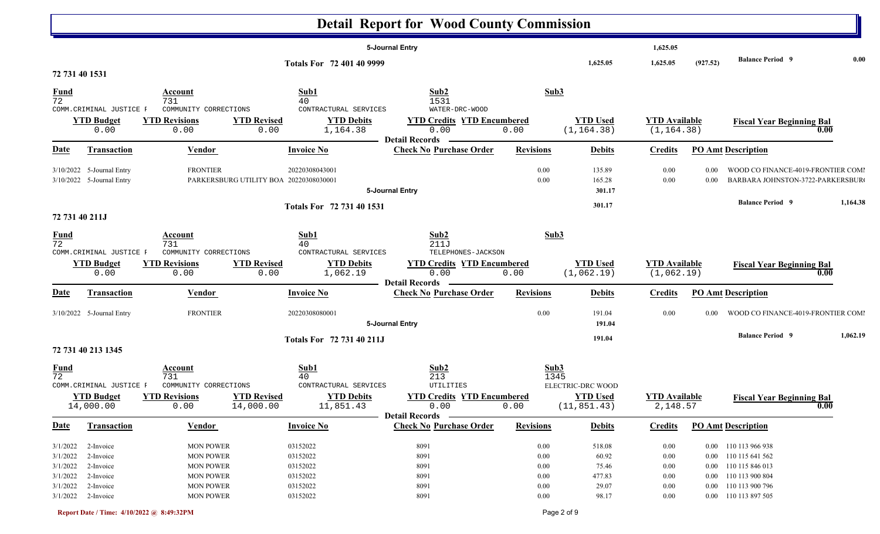# Detail Report for Wood County Commission

| | | | | |
|---|---|---|---|---|
| 5-Journal Entry | | 1,625.05 | | |
| Totals For 72 401 40 9999 | 1,625.05 | 1,625.05 | (927.52) | Balance Period 9 0.00 |

## 72 731 40 1531

| Fund | Account | Sub1 | Sub2 | Sub3 |
|---|---|---|---|---|
| 72 | 731 | 40 | 1531 | |
| COMM.CRIMINAL JUSTICE F | COMMUNITY CORRECTIONS | CONTRACTURAL SERVICES | WATER-DRC-WOOD | |

| YTD Budget | YTD Revisions | YTD Revised | YTD Debits | YTD Credits | YTD Encumbered | YTD Used | YTD Available | Fiscal Year Beginning Bal |
|---|---|---|---|---|---|---|---|---|
| 0.00 | 0.00 | 0.00 | 1,164.38 | 0.00 | 0.00 | (1,164.38) | (1,164.38) | 0.00 |

**Detail Records**

| Date | Transaction | Vendor | Invoice No | Check No | Purchase Order | Revisions | Debits | Credits | PO Amt | Description |
|---|---|---|---|---|---|---|---|---|---|---|
| 3/10/2022 | 5-Journal Entry | FRONTIER | 20220308043001 | | | 0.00 | 135.89 | 0.00 | 0.00 | WOOD CO FINANCE-4019-FRONTIER COMI |
| 3/10/2022 | 5-Journal Entry | PARKERSBURG UTILITY BOA | 20220308030001 | | | 0.00 | 165.28 | 0.00 | 0.00 | BARBARA JOHNSTON-3722-PARKERSBUR( |
| | 5-Journal Entry | | | | | | 301.17 | | | |
| | Totals For 72 731 40 1531 | | | | | | 301.17 | | | Balance Period 9 1,164.38 |

## 72 731 40 211J

| Fund | Account | Sub1 | Sub2 | Sub3 |
|---|---|---|---|---|
| 72 | 731 | 40 | 211J | |
| COMM.CRIMINAL JUSTICE F | COMMUNITY CORRECTIONS | CONTRACTURAL SERVICES | TELEPHONES-JACKSON | |

| YTD Budget | YTD Revisions | YTD Revised | YTD Debits | YTD Credits | YTD Encumbered | YTD Used | YTD Available | Fiscal Year Beginning Bal |
|---|---|---|---|---|---|---|---|---|
| 0.00 | 0.00 | 0.00 | 1,062.19 | 0.00 | 0.00 | (1,062.19) | (1,062.19) | 0.00 |

**Detail Records**

| Date | Transaction | Vendor | Invoice No | Check No | Purchase Order | Revisions | Debits | Credits | PO Amt | Description |
|---|---|---|---|---|---|---|---|---|---|---|
| 3/10/2022 | 5-Journal Entry | FRONTIER | 20220308080001 | | | 0.00 | 191.04 | 0.00 | 0.00 | WOOD CO FINANCE-4019-FRONTIER COMI |
| | 5-Journal Entry | | | | | | 191.04 | | | |
| | Totals For 72 731 40 211J | | | | | | 191.04 | | | Balance Period 9 1,062.19 |

## 72 731 40 213 1345

| Fund | Account | Sub1 | Sub2 | Sub3 |
|---|---|---|---|---|
| 72 | 731 | 40 | 213 | 1345 |
| COMM.CRIMINAL JUSTICE F | COMMUNITY CORRECTIONS | CONTRACTURAL SERVICES | UTILITIES | ELECTRIC-DRC WOOD |

| YTD Budget | YTD Revisions | YTD Revised | YTD Debits | YTD Credits | YTD Encumbered | YTD Used | YTD Available | Fiscal Year Beginning Bal |
|---|---|---|---|---|---|---|---|---|
| 14,000.00 | 0.00 | 14,000.00 | 11,851.43 | 0.00 | 0.00 | (11,851.43) | 2,148.57 | 0.00 |

**Detail Records**

| Date | Transaction | Vendor | Invoice No | Check No | Purchase Order | Revisions | Debits | Credits | PO Amt | Description |
|---|---|---|---|---|---|---|---|---|---|---|
| 3/1/2022 | 2-Invoice | MON POWER | 03152022 | 8091 | | 0.00 | 518.08 | 0.00 | 0.00 | 110 113 966 938 |
| 3/1/2022 | 2-Invoice | MON POWER | 03152022 | 8091 | | 0.00 | 60.92 | 0.00 | 0.00 | 110 115 641 562 |
| 3/1/2022 | 2-Invoice | MON POWER | 03152022 | 8091 | | 0.00 | 75.46 | 0.00 | 0.00 | 110 115 846 013 |
| 3/1/2022 | 2-Invoice | MON POWER | 03152022 | 8091 | | 0.00 | 477.83 | 0.00 | 0.00 | 110 113 900 804 |
| 3/1/2022 | 2-Invoice | MON POWER | 03152022 | 8091 | | 0.00 | 29.07 | 0.00 | 0.00 | 110 113 900 796 |
| 3/1/2022 | 2-Invoice | MON POWER | 03152022 | 8091 | | 0.00 | 98.17 | 0.00 | 0.00 | 110 113 897 505 |

Report Date / Time: 4/10/2022 @ 8:49:32PM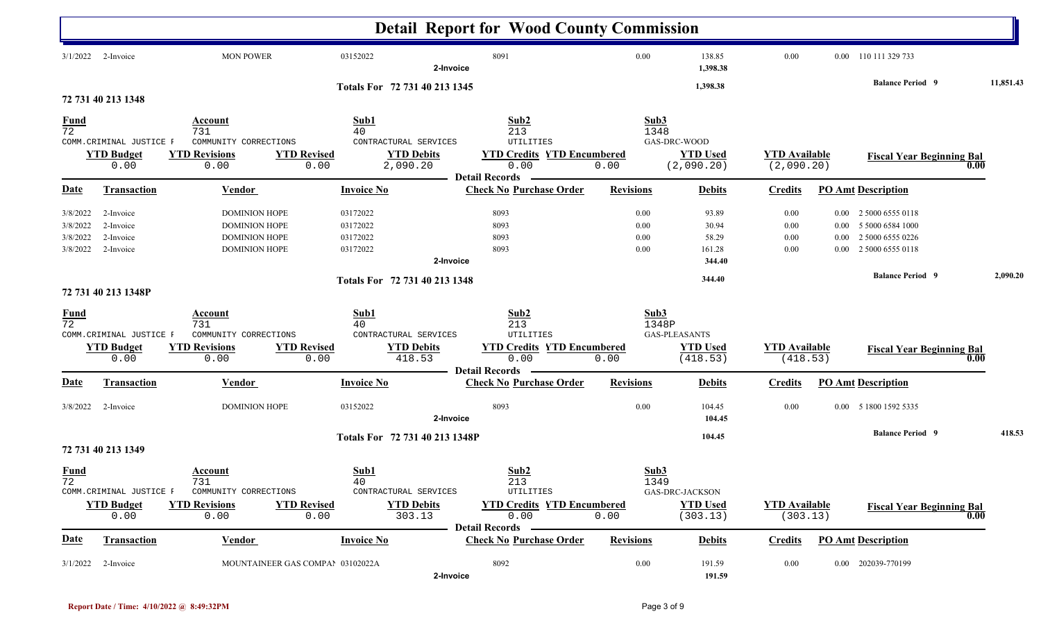# Detail Report for Wood County Commission

| Date | Transaction | Vendor | Invoice No | Check No | Purchase Order | Revisions | Debits | Credits | PO Amt | Description |
|---|---|---|---|---|---|---|---|---|---|---|
| 3/1/2022 | 2-Invoice | MON POWER | 03152022 | 8091 | | 0.00 | 138.85 | 0.00 | 0.00 | 110 111 329 733 |
| | | | 2-Invoice | | | | 1,398.38 | | | |

**Totals For 72 731 40 213 1345** 1,398.38 — **Balance Period 9** 11,851.43

## 72 731 40 213 1348

| Fund | Account | Sub1 | Sub2 | Sub3 |
|---|---|---|---|---|
| 72 | 731 | 40 | 213 | 1348 |
| COMM.CRIMINAL JUSTICE F | COMMUNITY CORRECTIONS | CONTRACTUAL SERVICES | UTILITIES | GAS-DRC-WOOD |

| YTD Budget | YTD Revisions | YTD Revised | YTD Debits | YTD Credits | YTD Encumbered | YTD Used | YTD Available | Fiscal Year Beginning Bal |
|---|---|---|---|---|---|---|---|---|
| 0.00 | 0.00 | 0.00 | 2,090.20 | 0.00 | 0.00 | (2,090.20) | (2,090.20) | 0.00 |

**Detail Records**

| Date | Transaction | Vendor | Invoice No | Check No | Purchase Order | Revisions | Debits | Credits | PO Amt | Description |
|---|---|---|---|---|---|---|---|---|---|---|
| 3/8/2022 | 2-Invoice | DOMINION HOPE | 03172022 | 8093 | | 0.00 | 93.89 | 0.00 | 0.00 | 2 5000 6555 0118 |
| 3/8/2022 | 2-Invoice | DOMINION HOPE | 03172022 | 8093 | | 0.00 | 30.94 | 0.00 | 0.00 | 5 5000 6584 1000 |
| 3/8/2022 | 2-Invoice | DOMINION HOPE | 03172022 | 8093 | | 0.00 | 58.29 | 0.00 | 0.00 | 2 5000 6555 0226 |
| 3/8/2022 | 2-Invoice | DOMINION HOPE | 03172022 | 8093 | | 0.00 | 161.28 | 0.00 | 0.00 | 2 5000 6555 0118 |
| | | | 2-Invoice | | | | 344.40 | | | |

**Totals For 72 731 40 213 1348** 344.40 — **Balance Period 9** 2,090.20

## 72 731 40 213 1348P

| Fund | Account | Sub1 | Sub2 | Sub3 |
|---|---|---|---|---|
| 72 | 731 | 40 | 213 | 1348P |
| COMM.CRIMINAL JUSTICE F | COMMUNITY CORRECTIONS | CONTRACTUAL SERVICES | UTILITIES | GAS-PLEASANTS |

| YTD Budget | YTD Revisions | YTD Revised | YTD Debits | YTD Credits | YTD Encumbered | YTD Used | YTD Available | Fiscal Year Beginning Bal |
|---|---|---|---|---|---|---|---|---|
| 0.00 | 0.00 | 0.00 | 418.53 | 0.00 | 0.00 | (418.53) | (418.53) | 0.00 |

**Detail Records**

| Date | Transaction | Vendor | Invoice No | Check No | Purchase Order | Revisions | Debits | Credits | PO Amt | Description |
|---|---|---|---|---|---|---|---|---|---|---|
| 3/8/2022 | 2-Invoice | DOMINION HOPE | 03152022 | 8093 | | 0.00 | 104.45 | 0.00 | 0.00 | 5 1800 1592 5335 |
| | | | 2-Invoice | | | | 104.45 | | | |

**Totals For 72 731 40 213 1348P** 104.45 — **Balance Period 9** 418.53

## 72 731 40 213 1349

| Fund | Account | Sub1 | Sub2 | Sub3 |
|---|---|---|---|---|
| 72 | 731 | 40 | 213 | 1349 |
| COMM.CRIMINAL JUSTICE F | COMMUNITY CORRECTIONS | CONTRACTUAL SERVICES | UTILITIES | GAS-DRC-JACKSON |

| YTD Budget | YTD Revisions | YTD Revised | YTD Debits | YTD Credits | YTD Encumbered | YTD Used | YTD Available | Fiscal Year Beginning Bal |
|---|---|---|---|---|---|---|---|---|
| 0.00 | 0.00 | 0.00 | 303.13 | 0.00 | 0.00 | (303.13) | (303.13) | 0.00 |

**Detail Records**

| Date | Transaction | Vendor | Invoice No | Check No | Purchase Order | Revisions | Debits | Credits | PO Amt | Description |
|---|---|---|---|---|---|---|---|---|---|---|
| 3/1/2022 | 2-Invoice | MOUNTAINEER GAS COMPAN | 03102022A | 8092 | | 0.00 | 191.59 | 0.00 | 0.00 | 202039-770199 |
| | | | 2-Invoice | | | | 191.59 | | | |

Report Date / Time: 4/10/2022 @ 8:49:32PM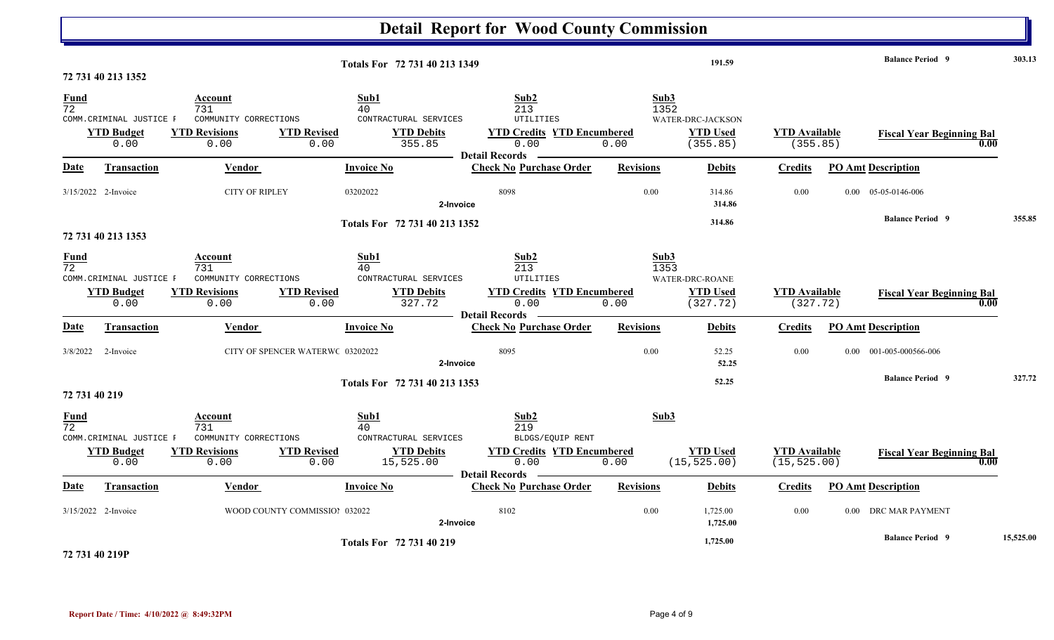# Detail Report for Wood County Commission

| | | |
|---|---|---|
| Totals For 72 731 40 213 1349 | 191.59 | Balance Period 9 303.13 |

## 72 731 40 213 1352

| Fund | Account | Sub1 | Sub2 | Sub3 |
|---|---|---|---|---|
| 72 | 731 | 40 | 213 | 1352 |
| COMM.CRIMINAL JUSTICE F | COMMUNITY CORRECTIONS | CONTRACTUAL SERVICES | UTILITIES | WATER-DRC-JACKSON |

| YTD Budget | YTD Revisions | YTD Revised | YTD Debits | YTD Credits | YTD Encumbered | YTD Used | YTD Available | Fiscal Year Beginning Bal |
|---|---|---|---|---|---|---|---|---|
| 0.00 | 0.00 | 0.00 | 355.85 | 0.00 | 0.00 | (355.85) | (355.85) | 0.00 |

**Detail Records**

| Date | Transaction | Vendor | Invoice No | Check No | Purchase Order | Revisions | Debits | Credits | PO Amt | Description |
|---|---|---|---|---|---|---|---|---|---|---|
| 3/15/2022 | 2-Invoice | CITY OF RIPLEY | 03202022 | 8098 | | 0.00 | 314.86 | 0.00 | 0.00 | 05-05-0146-006 |
| | 2-Invoice | | | | | | 314.86 | | | |

| | | |
|---|---|---|
| Totals For 72 731 40 213 1352 | 314.86 | Balance Period 9 355.85 |

## 72 731 40 213 1353

| Fund | Account | Sub1 | Sub2 | Sub3 |
|---|---|---|---|---|
| 72 | 731 | 40 | 213 | 1353 |
| COMM.CRIMINAL JUSTICE F | COMMUNITY CORRECTIONS | CONTRACTUAL SERVICES | UTILITIES | WATER-DRC-ROANE |

| YTD Budget | YTD Revisions | YTD Revised | YTD Debits | YTD Credits | YTD Encumbered | YTD Used | YTD Available | Fiscal Year Beginning Bal |
|---|---|---|---|---|---|---|---|---|
| 0.00 | 0.00 | 0.00 | 327.72 | 0.00 | 0.00 | (327.72) | (327.72) | 0.00 |

**Detail Records**

| Date | Transaction | Vendor | Invoice No | Check No | Purchase Order | Revisions | Debits | Credits | PO Amt | Description |
|---|---|---|---|---|---|---|---|---|---|---|
| 3/8/2022 | 2-Invoice | CITY OF SPENCER WATERWC | 03202022 | 8095 | | 0.00 | 52.25 | 0.00 | 0.00 | 001-005-000566-006 |
| | 2-Invoice | | | | | | 52.25 | | | |

| | | |
|---|---|---|
| Totals For 72 731 40 213 1353 | 52.25 | Balance Period 9 327.72 |

## 72 731 40 219

| Fund | Account | Sub1 | Sub2 | Sub3 |
|---|---|---|---|---|
| 72 | 731 | 40 | 219 | |
| COMM.CRIMINAL JUSTICE F | COMMUNITY CORRECTIONS | CONTRACTUAL SERVICES | BLDGS/EQUIP RENT | |

| YTD Budget | YTD Revisions | YTD Revised | YTD Debits | YTD Credits | YTD Encumbered | YTD Used | YTD Available | Fiscal Year Beginning Bal |
|---|---|---|---|---|---|---|---|---|
| 0.00 | 0.00 | 0.00 | 15,525.00 | 0.00 | 0.00 | (15,525.00) | (15,525.00) | 0.00 |

**Detail Records**

| Date | Transaction | Vendor | Invoice No | Check No | Purchase Order | Revisions | Debits | Credits | PO Amt | Description |
|---|---|---|---|---|---|---|---|---|---|---|
| 3/15/2022 | 2-Invoice | WOOD COUNTY COMMISSIOI | 032022 | 8102 | | 0.00 | 1,725.00 | 0.00 | 0.00 | DRC MAR PAYMENT |
| | 2-Invoice | | | | | | 1,725.00 | | | |

| | | |
|---|---|---|
| Totals For 72 731 40 219 | 1,725.00 | Balance Period 9 15,525.00 |

## 72 731 40 219P

Report Date / Time: 4/10/2022 @ 8:49:32PM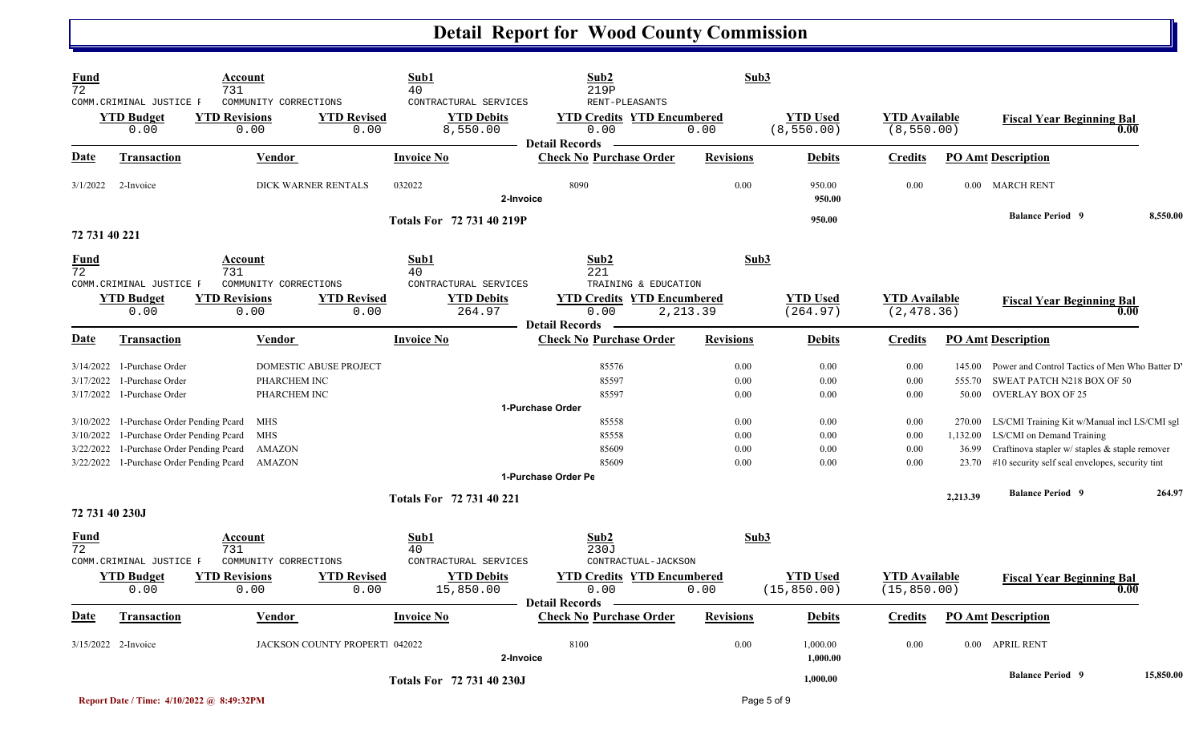# Detail Report for Wood County Commission

| Fund | Account | Sub1 | Sub2 | Sub3 |
|---|---|---|---|---|
| 72 | 731 | 40 | 219P | |
| COMM.CRIMINAL JUSTICE F | COMMUNITY CORRECTIONS | CONTRACTURAL SERVICES | RENT-PLEASANTS | |

| YTD Budget | YTD Revisions | YTD Revised | YTD Debits | YTD Credits | YTD Encumbered | YTD Used | YTD Available | Fiscal Year Beginning Bal |
|---|---|---|---|---|---|---|---|---|
| 0.00 | 0.00 | 0.00 | 8,550.00 | 0.00 | 0.00 | (8,550.00) | (8,550.00) | 0.00 |

**Detail Records**

| Date | Transaction | Vendor | Invoice No | Check No | Purchase Order | Revisions | Debits | Credits | PO Amt | Description |
|---|---|---|---|---|---|---|---|---|---|---|
| 3/1/2022 | 2-Invoice | DICK WARNER RENTALS | 032022 | 8090 | | 0.00 | 950.00 | 0.00 | 0.00 | MARCH RENT |
| | | | | 2-Invoice | | | 950.00 | | | |
| | | | Totals For 72 731 40 219P | | | | 950.00 | | | Balance Period 9 — 8,550.00 |

## 72 731 40 221

| Fund | Account | Sub1 | Sub2 | Sub3 |
|---|---|---|---|---|
| 72 | 731 | 40 | 221 | |
| COMM.CRIMINAL JUSTICE F | COMMUNITY CORRECTIONS | CONTRACTURAL SERVICES | TRAINING & EDUCATION | |

| YTD Budget | YTD Revisions | YTD Revised | YTD Debits | YTD Credits | YTD Encumbered | YTD Used | YTD Available | Fiscal Year Beginning Bal |
|---|---|---|---|---|---|---|---|---|
| 0.00 | 0.00 | 0.00 | 264.97 | 0.00 | 2,213.39 | (264.97) | (2,478.36) | 0.00 |

**Detail Records**

| Date | Transaction | Vendor | Invoice No | Check No | Purchase Order | Revisions | Debits | Credits | PO Amt | Description |
|---|---|---|---|---|---|---|---|---|---|---|
| 3/14/2022 | 1-Purchase Order | DOMESTIC ABUSE PROJECT | | | 85576 | 0.00 | 0.00 | 0.00 | 145.00 | Power and Control Tactics of Men Who Batter D' |
| 3/17/2022 | 1-Purchase Order | PHARCHEM INC | | | 85597 | 0.00 | 0.00 | 0.00 | 555.70 | SWEAT PATCH N218 BOX OF 50 |
| 3/17/2022 | 1-Purchase Order | PHARCHEM INC | | | 85597 | 0.00 | 0.00 | 0.00 | 50.00 | OVERLAY BOX OF 25 |
| | | | | 1-Purchase Order | | | | | | |
| 3/10/2022 | 1-Purchase Order Pending Pcard | MHS | | | 85558 | 0.00 | 0.00 | 0.00 | 270.00 | LS/CMI Training Kit w/Manual incl LS/CMI sgl |
| 3/10/2022 | 1-Purchase Order Pending Pcard | MHS | | | 85558 | 0.00 | 0.00 | 0.00 | 1,132.00 | LS/CMI on Demand Training |
| 3/22/2022 | 1-Purchase Order Pending Pcard | AMAZON | | | 85609 | 0.00 | 0.00 | 0.00 | 36.99 | Craftinova stapler w/ staples & staple remover |
| 3/22/2022 | 1-Purchase Order Pending Pcard | AMAZON | | | 85609 | 0.00 | 0.00 | 0.00 | 23.70 | #10 security self seal envelopes, security tint |
| | | | | 1-Purchase Order Pe | | | | | | |
| | | | Totals For 72 731 40 221 | | | | | | 2,213.39 | Balance Period 9 — 264.97 |

## 72 731 40 230J

| Fund | Account | Sub1 | Sub2 | Sub3 |
|---|---|---|---|---|
| 72 | 731 | 40 | 230J | |
| COMM.CRIMINAL JUSTICE F | COMMUNITY CORRECTIONS | CONTRACTURAL SERVICES | CONTRACTUAL-JACKSON | |

| YTD Budget | YTD Revisions | YTD Revised | YTD Debits | YTD Credits | YTD Encumbered | YTD Used | YTD Available | Fiscal Year Beginning Bal |
|---|---|---|---|---|---|---|---|---|
| 0.00 | 0.00 | 0.00 | 15,850.00 | 0.00 | 0.00 | (15,850.00) | (15,850.00) | 0.00 |

**Detail Records**

| Date | Transaction | Vendor | Invoice No | Check No | Purchase Order | Revisions | Debits | Credits | PO Amt | Description |
|---|---|---|---|---|---|---|---|---|---|---|
| 3/15/2022 | 2-Invoice | JACKSON COUNTY PROPERTI | 042022 | 8100 | | 0.00 | 1,000.00 | 0.00 | 0.00 | APRIL RENT |
| | | | | 2-Invoice | | | 1,000.00 | | | |
| | | | Totals For 72 731 40 230J | | | | 1,000.00 | | | Balance Period 9 — 15,850.00 |

Report Date / Time: 4/10/2022 @ 8:49:32PM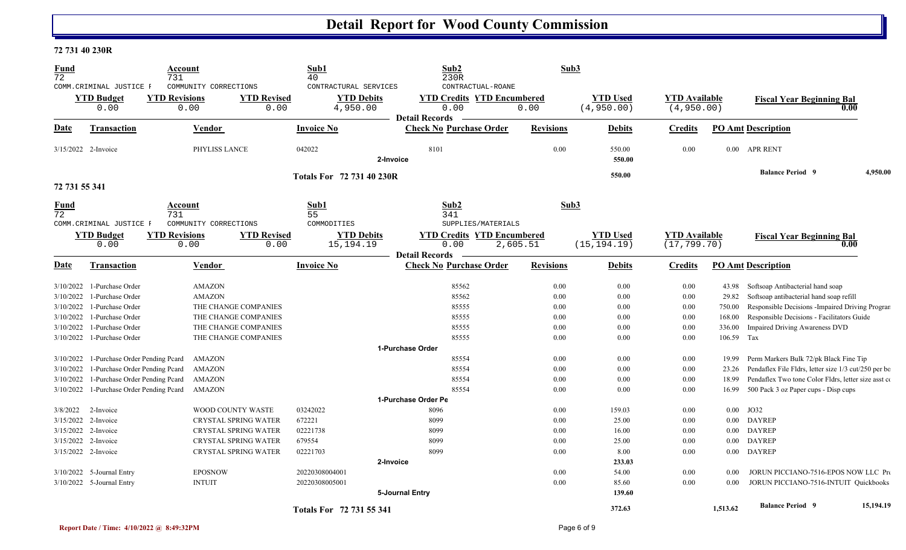# Detail Report for Wood County Commission

## 72 731 40 230R

| Fund | Account | Sub1 | Sub2 | Sub3 |
|---|---|---|---|---|
| 72 | 731 | 40 | 230R | |
| COMM.CRIMINAL JUSTICE F | COMMUNITY CORRECTIONS | CONTRACTURAL SERVICES | CONTRACTUAL-ROANE | |

| YTD Budget | YTD Revisions | YTD Revised | YTD Debits | YTD Credits | YTD Encumbered | YTD Used | YTD Available | Fiscal Year Beginning Bal |
|---|---|---|---|---|---|---|---|---|
| 0.00 | 0.00 | 0.00 | 4,950.00 | 0.00 | 0.00 | (4,950.00) | (4,950.00) | 0.00 |

**Detail Records**

| Date | Transaction | Vendor | Invoice No | Check No | Purchase Order | Revisions | Debits | Credits | PO Amt | Description |
|---|---|---|---|---|---|---|---|---|---|---|
| 3/15/2022 | 2-Invoice | PHYLISS LANCE | 042022 | 8101 | | 0.00 | 550.00 | 0.00 | 0.00 | APR RENT |
| | | | | 2-Invoice | | | 550.00 | | | |
| | | | Totals For 72 731 40 230R | | | | 550.00 | | | Balance Period 9 4,950.00 |

## 72 731 55 341

| Fund | Account | Sub1 | Sub2 | Sub3 |
|---|---|---|---|---|
| 72 | 731 | 55 | 341 | |
| COMM.CRIMINAL JUSTICE F | COMMUNITY CORRECTIONS | COMMODITIES | SUPPLIES/MATERIALS | |

| YTD Budget | YTD Revisions | YTD Revised | YTD Debits | YTD Credits | YTD Encumbered | YTD Used | YTD Available | Fiscal Year Beginning Bal |
|---|---|---|---|---|---|---|---|---|
| 0.00 | 0.00 | 0.00 | 15,194.19 | 0.00 | 2,605.51 | (15,194.19) | (17,799.70) | 0.00 |

**Detail Records**

| Date | Transaction | Vendor | Invoice No | Check No | Purchase Order | Revisions | Debits | Credits | PO Amt | Description |
|---|---|---|---|---|---|---|---|---|---|---|
| 3/10/2022 | 1-Purchase Order | AMAZON | | | 85562 | 0.00 | 0.00 | 0.00 | 43.98 | Softsoap Antibacterial hand soap |
| 3/10/2022 | 1-Purchase Order | AMAZON | | | 85562 | 0.00 | 0.00 | 0.00 | 29.82 | Softsoap antibacterial hand soap refill |
| 3/10/2022 | 1-Purchase Order | THE CHANGE COMPANIES | | | 85555 | 0.00 | 0.00 | 0.00 | 750.00 | Responsible Decisions -Impaired Driving Prograr |
| 3/10/2022 | 1-Purchase Order | THE CHANGE COMPANIES | | | 85555 | 0.00 | 0.00 | 0.00 | 168.00 | Responsible Decisions - Facilitators Guide |
| 3/10/2022 | 1-Purchase Order | THE CHANGE COMPANIES | | | 85555 | 0.00 | 0.00 | 0.00 | 336.00 | Impaired Driving Awareness DVD |
| 3/10/2022 | 1-Purchase Order | THE CHANGE COMPANIES | | | 85555 | 0.00 | 0.00 | 0.00 | 106.59 | Tax |
| | | | | 1-Purchase Order | | | | | | |
| 3/10/2022 | 1-Purchase Order Pending Pcard | AMAZON | | | 85554 | 0.00 | 0.00 | 0.00 | 19.99 | Perm Markers Bulk 72/pk Black Fine Tip |
| 3/10/2022 | 1-Purchase Order Pending Pcard | AMAZON | | | 85554 | 0.00 | 0.00 | 0.00 | 23.26 | Pendaflex File Fldrs, letter size 1/3 cut/250 per bo |
| 3/10/2022 | 1-Purchase Order Pending Pcard | AMAZON | | | 85554 | 0.00 | 0.00 | 0.00 | 18.99 | Pendaflex Two tone Color Fldrs, letter size asst co |
| 3/10/2022 | 1-Purchase Order Pending Pcard | AMAZON | | | 85554 | 0.00 | 0.00 | 0.00 | 16.99 | 500 Pack 3 oz Paper cups - Disp cups |
| | | | | 1-Purchase Order Pe | | | | | | |
| 3/8/2022 | 2-Invoice | WOOD COUNTY WASTE | 03242022 | 8096 | | 0.00 | 159.03 | 0.00 | 0.00 | JO32 |
| 3/15/2022 | 2-Invoice | CRYSTAL SPRING WATER | 672221 | 8099 | | 0.00 | 25.00 | 0.00 | 0.00 | DAYREP |
| 3/15/2022 | 2-Invoice | CRYSTAL SPRING WATER | 02221738 | 8099 | | 0.00 | 16.00 | 0.00 | 0.00 | DAYREP |
| 3/15/2022 | 2-Invoice | CRYSTAL SPRING WATER | 679554 | 8099 | | 0.00 | 25.00 | 0.00 | 0.00 | DAYREP |
| 3/15/2022 | 2-Invoice | CRYSTAL SPRING WATER | 02221703 | 8099 | | 0.00 | 8.00 | 0.00 | 0.00 | DAYREP |
| | | | | 2-Invoice | | | 233.03 | | | |
| 3/10/2022 | 5-Journal Entry | EPOSNOW | 20220308004001 | | | 0.00 | 54.00 | 0.00 | 0.00 | JORUN PICCIANO-7516-EPOS NOW LLC Pro |
| 3/10/2022 | 5-Journal Entry | INTUIT | 20220308005001 | | | 0.00 | 85.60 | 0.00 | 0.00 | JORUN PICCIANO-7516-INTUIT Quickbooks |
| | | | | 5-Journal Entry | | | 139.60 | | | |
| | | | Totals For 72 731 55 341 | | | | 372.63 | | 1,513.62 | Balance Period 9 15,194.19 |

Report Date / Time: 4/10/2022 @ 8:49:32PM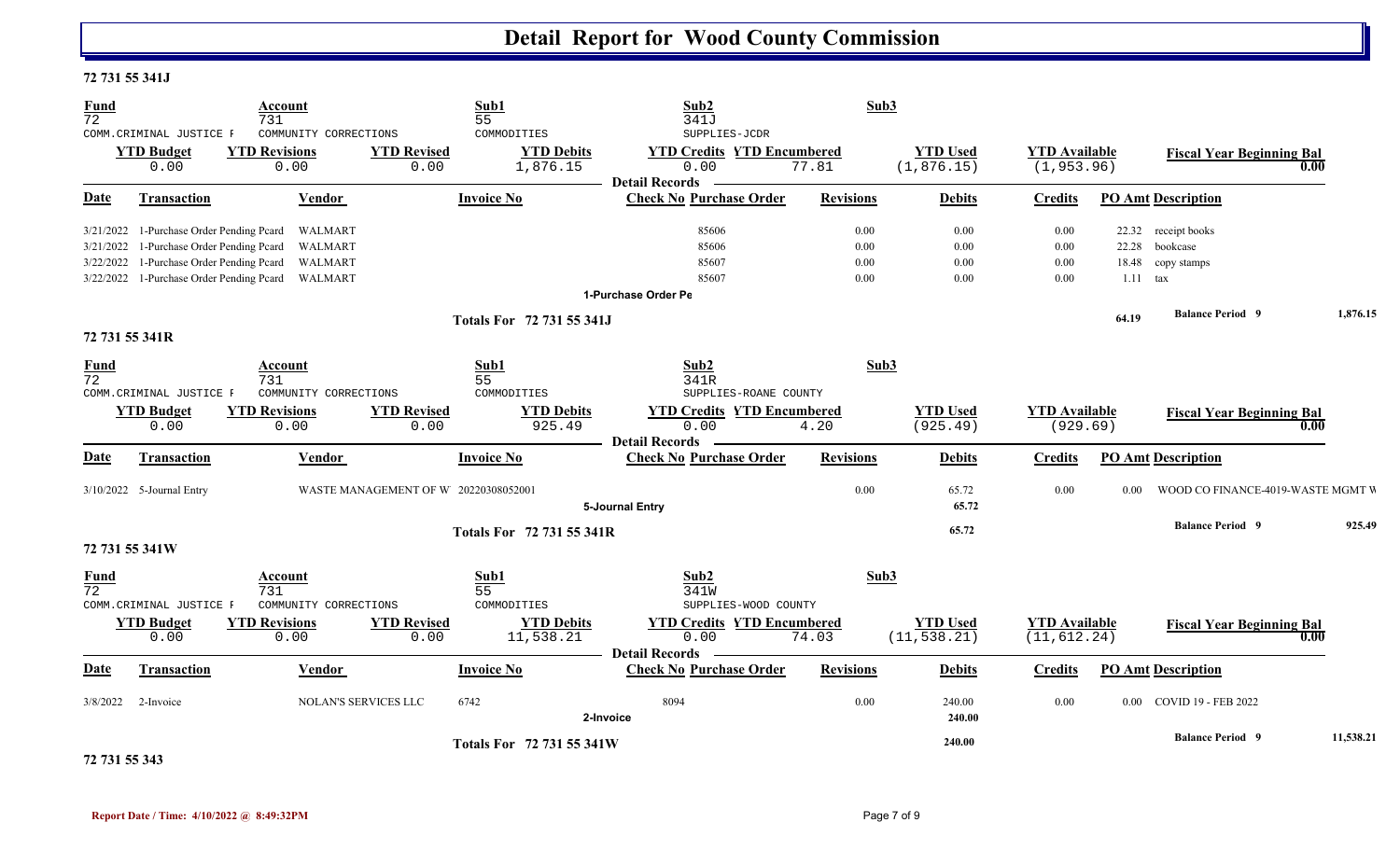# Detail Report for Wood County Commission

## 72 731 55 341J

| Fund | Account | Sub1 | Sub2 | Sub3 |
|---|---|---|---|---|
| 72 | 731 | 55 | 341J | |
| COMM.CRIMINAL JUSTICE F | COMMUNITY CORRECTIONS | COMMODITIES | SUPPLIES-JCDR | |

| YTD Budget | YTD Revisions | YTD Revised | YTD Debits | YTD Credits | YTD Encumbered | YTD Used | YTD Available | Fiscal Year Beginning Bal |
|---|---|---|---|---|---|---|---|---|
| 0.00 | 0.00 | 0.00 | 1,876.15 | 0.00 | 77.81 | (1,876.15) | (1,953.96) | 0.00 |

**Detail Records**

| Date | Transaction | Vendor | Invoice No | Check No | Purchase Order | Revisions | Debits | Credits | PO Amt | Description |
|---|---|---|---|---|---|---|---|---|---|---|
| 3/21/2022 | 1-Purchase Order Pending Pcard | WALMART | | | 85606 | 0.00 | 0.00 | 0.00 | 22.32 | receipt books |
| 3/21/2022 | 1-Purchase Order Pending Pcard | WALMART | | | 85606 | 0.00 | 0.00 | 0.00 | 22.28 | bookcase |
| 3/22/2022 | 1-Purchase Order Pending Pcard | WALMART | | | 85607 | 0.00 | 0.00 | 0.00 | 18.48 | copy stamps |
| 3/22/2022 | 1-Purchase Order Pending Pcard | WALMART | | | 85607 | 0.00 | 0.00 | 0.00 | 1.11 | tax |
| | 1-Purchase Order Pe | | | | | | | | | |
| | **Totals For 72 731 55 341J** | | | | | | | | 64.19 | **Balance Period 9** 1,876.15 |

## 72 731 55 341R

| Fund | Account | Sub1 | Sub2 | Sub3 |
|---|---|---|---|---|
| 72 | 731 | 55 | 341R | |
| COMM.CRIMINAL JUSTICE F | COMMUNITY CORRECTIONS | COMMODITIES | SUPPLIES-ROANE COUNTY | |

| YTD Budget | YTD Revisions | YTD Revised | YTD Debits | YTD Credits | YTD Encumbered | YTD Used | YTD Available | Fiscal Year Beginning Bal |
|---|---|---|---|---|---|---|---|---|
| 0.00 | 0.00 | 0.00 | 925.49 | 0.00 | 4.20 | (925.49) | (929.69) | 0.00 |

**Detail Records**

| Date | Transaction | Vendor | Invoice No | Check No | Purchase Order | Revisions | Debits | Credits | PO Amt | Description |
|---|---|---|---|---|---|---|---|---|---|---|
| 3/10/2022 | 5-Journal Entry | WASTE MANAGEMENT OF W | 20220308052001 | | | 0.00 | 65.72 | 0.00 | 0.00 | WOOD CO FINANCE-4019-WASTE MGMT W |
| | 5-Journal Entry | | | | | | 65.72 | | | |
| | **Totals For 72 731 55 341R** | | | | | | 65.72 | | | **Balance Period 9** 925.49 |

## 72 731 55 341W

| Fund | Account | Sub1 | Sub2 | Sub3 |
|---|---|---|---|---|
| 72 | 731 | 55 | 341W | |
| COMM.CRIMINAL JUSTICE F | COMMUNITY CORRECTIONS | COMMODITIES | SUPPLIES-WOOD COUNTY | |

| YTD Budget | YTD Revisions | YTD Revised | YTD Debits | YTD Credits | YTD Encumbered | YTD Used | YTD Available | Fiscal Year Beginning Bal |
|---|---|---|---|---|---|---|---|---|
| 0.00 | 0.00 | 0.00 | 11,538.21 | 0.00 | 74.03 | (11,538.21) | (11,612.24) | 0.00 |

**Detail Records**

| Date | Transaction | Vendor | Invoice No | Check No | Purchase Order | Revisions | Debits | Credits | PO Amt | Description |
|---|---|---|---|---|---|---|---|---|---|---|
| 3/8/2022 | 2-Invoice | NOLAN'S SERVICES LLC | 6742 | 8094 | | 0.00 | 240.00 | 0.00 | 0.00 | COVID 19 - FEB 2022 |
| | 2-Invoice | | | | | | 240.00 | | | |
| | **Totals For 72 731 55 341W** | | | | | | 240.00 | | | **Balance Period 9** 11,538.21 |

## 72 731 55 343

Report Date / Time: 4/10/2022 @ 8:49:32PM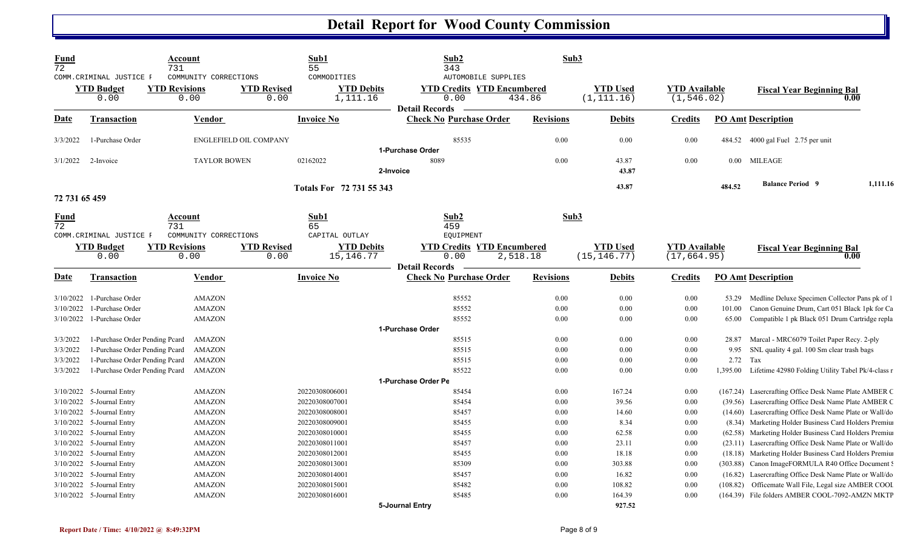# Detail Report for Wood County Commission

| Fund | Account | Sub1 | Sub2 | Sub3 |
|---|---|---|---|---|
| 72 | 731 | 55 | 343 | |
| COMM.CRIMINAL JUSTICE F | COMMUNITY CORRECTIONS | COMMODITIES | AUTOMOBILE SUPPLIES | |

| YTD Budget | YTD Revisions | YTD Revised | YTD Debits | YTD Credits | YTD Encumbered | YTD Used | YTD Available | Fiscal Year Beginning Bal |
|---|---|---|---|---|---|---|---|---|
| 0.00 | 0.00 | 0.00 | 1,111.16 | 0.00 | 434.86 | (1,111.16) | (1,546.02) | 0.00 |

**Detail Records**

| Date | Transaction | Vendor | Invoice No | Check No Purchase Order | Revisions | Debits | Credits | PO Amt | Description |
|---|---|---|---|---|---|---|---|---|---|
| 3/3/2022 | 1-Purchase Order | ENGLEFIELD OIL COMPANY | | 85535 | 0.00 | 0.00 | 0.00 | 484.52 | 4000 gal Fuel 2.75 per unit |
| | | | | **1-Purchase Order** | | | | | |
| 3/1/2022 | 2-Invoice | TAYLOR BOWEN | 02162022 | 8089 | 0.00 | 43.87 | 0.00 | 0.00 | MILEAGE |
| | | | | **2-Invoice** | | 43.87 | | | |
| | | | **Totals For 72 731 55 343** | | | 43.87 | | 484.52 | **Balance Period 9** 1,111.16 |

## 72 731 65 459

| Fund | Account | Sub1 | Sub2 | Sub3 |
|---|---|---|---|---|
| 72 | 731 | 65 | 459 | |
| COMM.CRIMINAL JUSTICE F | COMMUNITY CORRECTIONS | CAPITAL OUTLAY | EQUIPMENT | |

| YTD Budget | YTD Revisions | YTD Revised | YTD Debits | YTD Credits | YTD Encumbered | YTD Used | YTD Available | Fiscal Year Beginning Bal |
|---|---|---|---|---|---|---|---|---|
| 0.00 | 0.00 | 0.00 | 15,146.77 | 0.00 | 2,518.18 | (15,146.77) | (17,664.95) | 0.00 |

**Detail Records**

| Date | Transaction | Vendor | Invoice No | Check No Purchase Order | Revisions | Debits | Credits | PO Amt | Description |
|---|---|---|---|---|---|---|---|---|---|
| 3/10/2022 | 1-Purchase Order | AMAZON | | 85552 | 0.00 | 0.00 | 0.00 | 53.29 | Medline Deluxe Specimen Collector Pans pk of 1 |
| 3/10/2022 | 1-Purchase Order | AMAZON | | 85552 | 0.00 | 0.00 | 0.00 | 101.00 | Canon Genuine Drum, Cart 051 Black 1pk for Ca |
| 3/10/2022 | 1-Purchase Order | AMAZON | | 85552 | 0.00 | 0.00 | 0.00 | 65.00 | Compatible 1 pk Black 051 Drum Cartridge repla |
| | | | | **1-Purchase Order** | | | | | |
| 3/3/2022 | 1-Purchase Order Pending Pcard | AMAZON | | 85515 | 0.00 | 0.00 | 0.00 | 28.87 | Marcal - MRC6079 Toilet Paper Recy. 2-ply |
| 3/3/2022 | 1-Purchase Order Pending Pcard | AMAZON | | 85515 | 0.00 | 0.00 | 0.00 | 9.95 | SNL quality 4 gal. 100 Sm clear trash bags |
| 3/3/2022 | 1-Purchase Order Pending Pcard | AMAZON | | 85515 | 0.00 | 0.00 | 0.00 | 2.72 | Tax |
| 3/3/2022 | 1-Purchase Order Pending Pcard | AMAZON | | 85522 | 0.00 | 0.00 | 0.00 | 1,395.00 | Lifetime 42980 Folding Utility Tabel Pk/4-class r |
| | | | | **1-Purchase Order Pe** | | | | | |
| 3/10/2022 | 5-Journal Entry | AMAZON | 20220308006001 | 85454 | 0.00 | 167.24 | 0.00 | (167.24) | Lasercrafting Office Desk Name Plate AMBER C |
| 3/10/2022 | 5-Journal Entry | AMAZON | 20220308007001 | 85454 | 0.00 | 39.56 | 0.00 | (39.56) | Lasercrafting Office Desk Name Plate AMBER C |
| 3/10/2022 | 5-Journal Entry | AMAZON | 20220308008001 | 85457 | 0.00 | 14.60 | 0.00 | (14.60) | Lasercrafting Office Desk Name Plate or Wall/do |
| 3/10/2022 | 5-Journal Entry | AMAZON | 20220308009001 | 85455 | 0.00 | 8.34 | 0.00 | (8.34) | Marketing Holder Business Card Holders Premiu |
| 3/10/2022 | 5-Journal Entry | AMAZON | 20220308010001 | 85455 | 0.00 | 62.58 | 0.00 | (62.58) | Marketing Holder Business Card Holders Premiu |
| 3/10/2022 | 5-Journal Entry | AMAZON | 20220308011001 | 85457 | 0.00 | 23.11 | 0.00 | (23.11) | Lasercrafting Office Desk Name Plate or Wall/do |
| 3/10/2022 | 5-Journal Entry | AMAZON | 20220308012001 | 85455 | 0.00 | 18.18 | 0.00 | (18.18) | Marketing Holder Business Card Holders Premiu |
| 3/10/2022 | 5-Journal Entry | AMAZON | 20220308013001 | 85309 | 0.00 | 303.88 | 0.00 | (303.88) | Canon ImageFORMULA R40 Office Document S |
| 3/10/2022 | 5-Journal Entry | AMAZON | 20220308014001 | 85457 | 0.00 | 16.82 | 0.00 | (16.82) | Lasercrafting Office Desk Name Plate or Wall/do |
| 3/10/2022 | 5-Journal Entry | AMAZON | 20220308015001 | 85482 | 0.00 | 108.82 | 0.00 | (108.82) | Officemate Wall File, Legal size AMBER COOL |
| 3/10/2022 | 5-Journal Entry | AMAZON | 20220308016001 | 85485 | 0.00 | 164.39 | 0.00 | (164.39) | File folders AMBER COOL-7092-AMZN MKTP |
| | | | | **5-Journal Entry** | | 927.52 | | | |

Report Date / Time: 4/10/2022 @ 8:49:32PM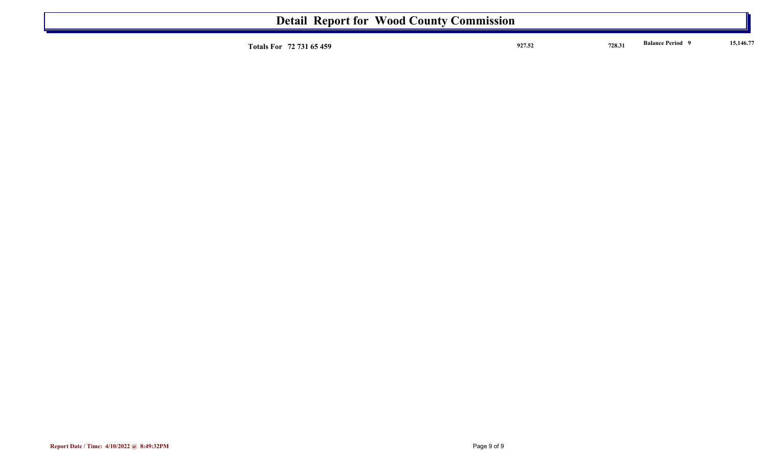# Detail Report for Wood County Commission

| | | | | |
|---|---|---|---|---|
| **Totals For 72 731 65 459** | **927.52** | **728.31** | **Balance Period 9** | **15,146.77** |

**Report Date / Time: 4/10/2022 @ 8:49:32PM**